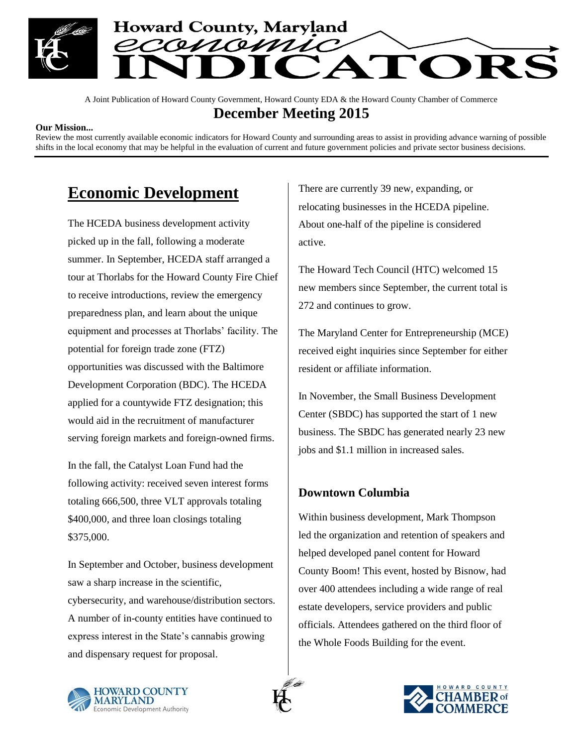# Howard County, Maryland economic INDICATORS

A Joint Publication of Howard County Government, Howard County EDA & the Howard County Chamber of Commerce

## December Meeting 2015

**Our Mission...**

Review the most currently available economic indicators for Howard County and surrounding areas to assist in providing advance warning of possible shifts in the local economy that may be helpful in the evaluation of current and future government policies and private sector business decisions.

## Economic Development

The HCEDA business development activity picked up in the fall, following a moderate summer. In September, HCEDA staff arranged a tour at Thorlabs for the Howard County Fire Chief to receive introductions, review the emergency preparedness plan, and learn about the unique equipment and processes at Thorlabs' facility. The potential for foreign trade zone (FTZ) opportunities was discussed with the Baltimore Development Corporation (BDC). The HCEDA applied for a countywide FTZ designation; this would aid in the recruitment of manufacturer serving foreign markets and foreign-owned firms.

In the fall, the Catalyst Loan Fund had the following activity: received seven interest forms totaling 666,500, three VLT approvals totaling $400,000, and three loan closings totaling $375,000.

In September and October, business development saw a sharp increase in the scientific, cybersecurity, and warehouse/distribution sectors. A number of in-county entities have continued to express interest in the State's cannabis growing and dispensary request for proposal.

There are currently 39 new, expanding, or relocating businesses in the HCEDA pipeline. About one-half of the pipeline is considered active.

The Howard Tech Council (HTC) welcomed 15 new members since September, the current total is 272 and continues to grow.

The Maryland Center for Entrepreneurship (MCE) received eight inquiries since September for either resident or affiliate information.

In November, the Small Business Development Center (SBDC) has supported the start of 1 new business. The SBDC has generated nearly 23 new jobs and $1.1 million in increased sales.

### Downtown Columbia

Within business development, Mark Thompson led the organization and retention of speakers and helped developed panel content for Howard County Boom! This event, hosted by Bisnow, had over 400 attendees including a wide range of real estate developers, service providers and public officials. Attendees gathered on the third floor of the Whole Foods Building for the event.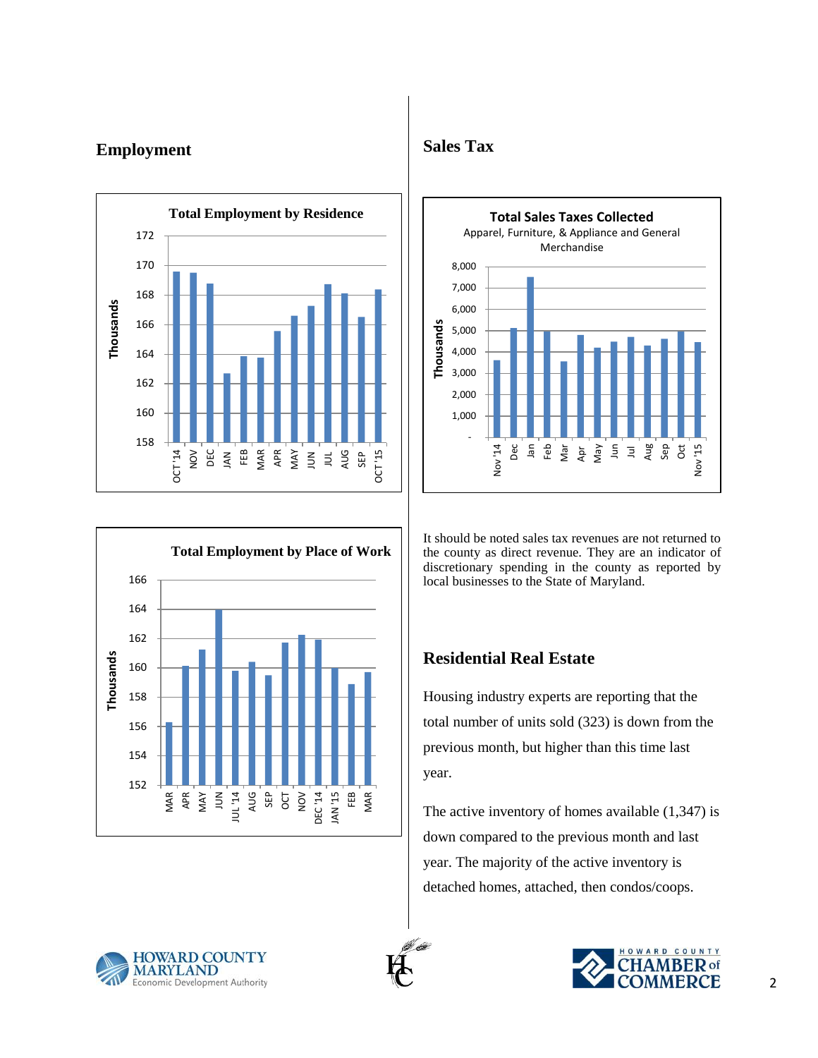## Employment

**Total Employment by Residence**

**Total Employment by Place of Work**

## Sales Tax

**Total Sales Taxes Collected**

Apparel, Furniture, & Appliance and General Merchandise

It should be noted sales tax revenues are not returned to the county as direct revenue. They are an indicator of discretionary spending in the county as reported by local businesses to the State of Maryland.

## Residential Real Estate

Housing industry experts are reporting that the total number of units sold (323) is down from the previous month, but higher than this time last year.

The active inventory of homes available (1,347) is down compared to the previous month and last year. The majority of the active inventory is detached homes, attached, then condos/coops.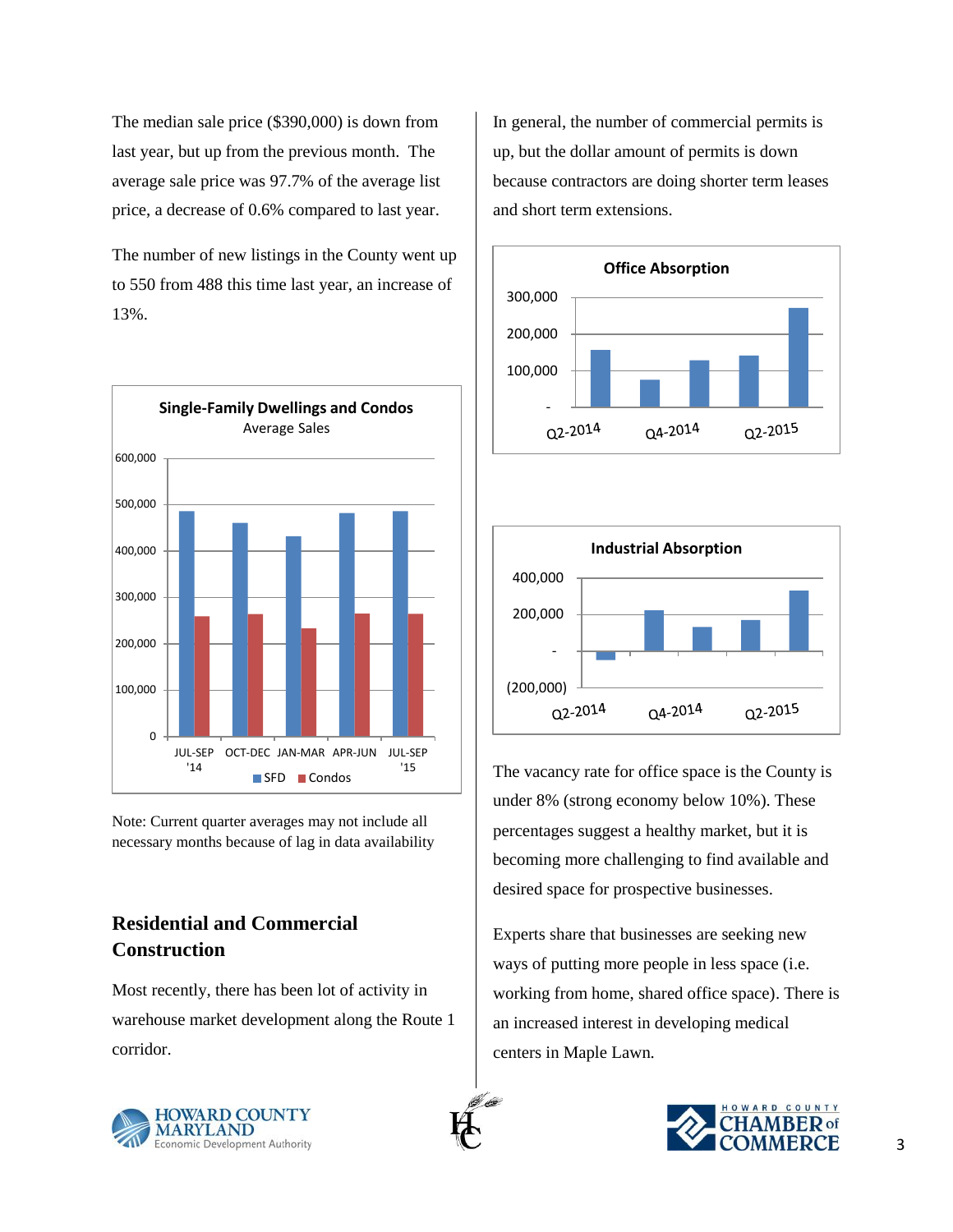The median sale price ($390,000) is down from last year, but up from the previous month. The average sale price was 97.7% of the average list price, a decrease of 0.6% compared to last year.

The number of new listings in the County went up to 550 from 488 this time last year, an increase of 13%.

**Single-Family Dwellings and Condos**
Average Sales

Note: Current quarter averages may not include all necessary months because of lag in data availability

## Residential and Commercial Construction

Most recently, there has been lot of activity in warehouse market development along the Route 1 corridor.

In general, the number of commercial permits is up, but the dollar amount of permits is down because contractors are doing shorter term leases and short term extensions.

**Office Absorption**

**Industrial Absorption**

The vacancy rate for office space is the County is under 8% (strong economy below 10%). These percentages suggest a healthy market, but it is becoming more challenging to find available and desired space for prospective businesses.

Experts share that businesses are seeking new ways of putting more people in less space (i.e. working from home, shared office space). There is an increased interest in developing medical centers in Maple Lawn.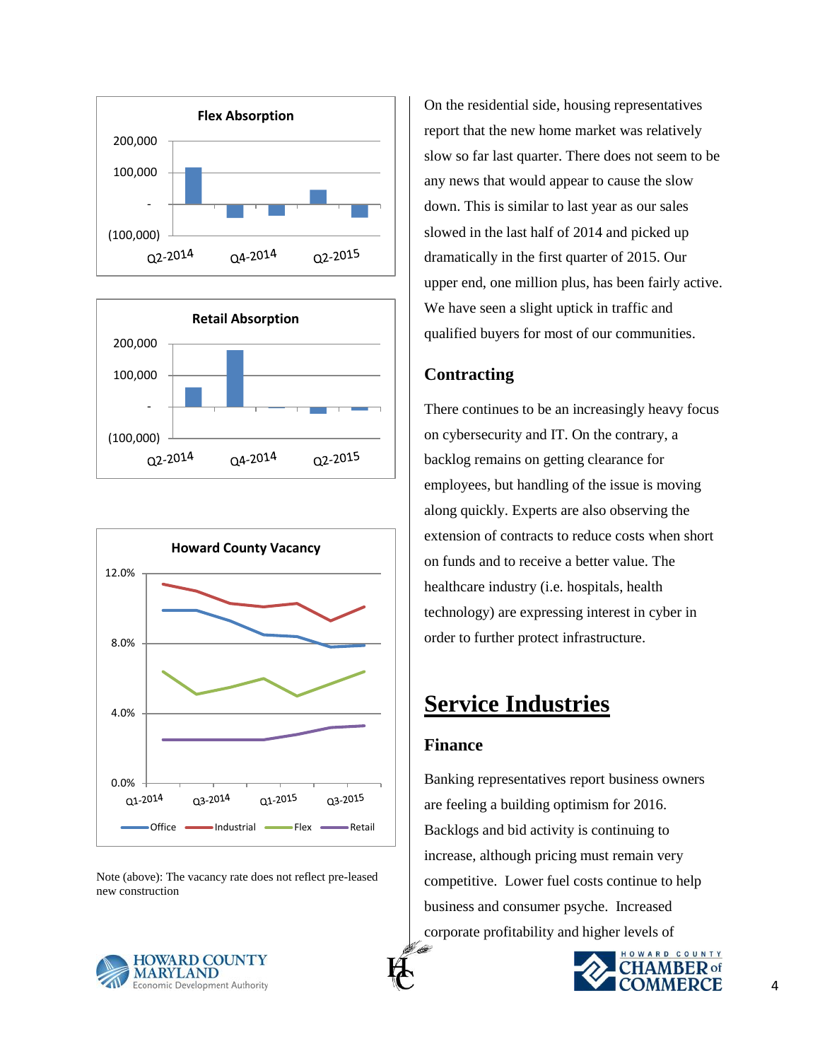**Flex Absorption**

**Retail Absorption**

**Howard County Vacancy**

Note (above): The vacancy rate does not reflect pre-leased new construction

On the residential side, housing representatives report that the new home market was relatively slow so far last quarter. There does not seem to be any news that would appear to cause the slow down. This is similar to last year as our sales slowed in the last half of 2014 and picked up dramatically in the first quarter of 2015. Our upper end, one million plus, has been fairly active. We have seen a slight uptick in traffic and qualified buyers for most of our communities.

### Contracting

There continues to be an increasingly heavy focus on cybersecurity and IT. On the contrary, a backlog remains on getting clearance for employees, but handling of the issue is moving along quickly. Experts are also observing the extension of contracts to reduce costs when short on funds and to receive a better value. The healthcare industry (i.e. hospitals, health technology) are expressing interest in cyber in order to further protect infrastructure.

## Service Industries

### Finance

Banking representatives report business owners are feeling a building optimism for 2016. Backlogs and bid activity is continuing to increase, although pricing must remain very competitive. Lower fuel costs continue to help business and consumer psyche. Increased corporate profitability and higher levels of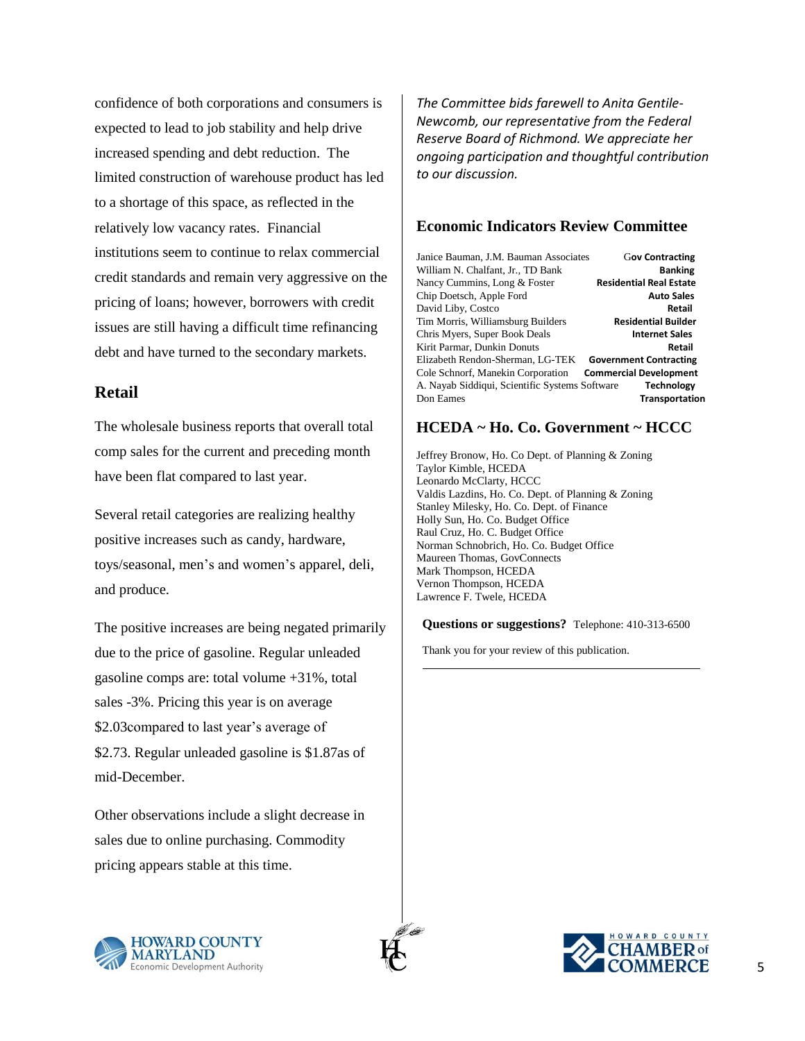confidence of both corporations and consumers is expected to lead to job stability and help drive increased spending and debt reduction. The limited construction of warehouse product has led to a shortage of this space, as reflected in the relatively low vacancy rates. Financial institutions seem to continue to relax commercial credit standards and remain very aggressive on the pricing of loans; however, borrowers with credit issues are still having a difficult time refinancing debt and have turned to the secondary markets.

## Retail

The wholesale business reports that overall total comp sales for the current and preceding month have been flat compared to last year.

Several retail categories are realizing healthy positive increases such as candy, hardware, toys/seasonal, men's and women's apparel, deli, and produce.

The positive increases are being negated primarily due to the price of gasoline. Regular unleaded gasoline comps are: total volume +31%, total sales -3%. Pricing this year is on average $2.03compared to last year's average of $2.73. Regular unleaded gasoline is $1.87as of mid-December.

Other observations include a slight decrease in sales due to online purchasing. Commodity pricing appears stable at this time.

*The Committee bids farewell to Anita Gentile-Newcomb, our representative from the Federal Reserve Board of Richmond. We appreciate her ongoing participation and thoughtful contribution to our discussion.*

## Economic Indicators Review Committee

| | |
|---|---|
| Janice Bauman, J.M. Bauman Associates | **Gov Contracting** |
| William N. Chalfant, Jr., TD Bank | **Banking** |
| Nancy Cummins, Long & Foster | **Residential Real Estate** |
| Chip Doetsch, Apple Ford | **Auto Sales** |
| David Liby, Costco | **Retail** |
| Tim Morris, Williamsburg Builders | **Residential Builder** |
| Chris Myers, Super Book Deals | **Internet Sales** |
| Kirit Parmar, Dunkin Donuts | **Retail** |
| Elizabeth Rendon-Sherman, LG-TEK | **Government Contracting** |
| Cole Schnorf, Manekin Corporation | **Commercial Development** |
| A. Nayab Siddiqui, Scientific Systems Software | **Technology** |
| Don Eames | **Transportation** |

## HCEDA ~ Ho. Co. Government ~ HCCC

Jeffrey Bronow, Ho. Co Dept. of Planning & Zoning
Taylor Kimble, HCEDA
Leonardo McClarty, HCCC
Valdis Lazdins, Ho. Co. Dept. of Planning & Zoning
Stanley Milesky, Ho. Co. Dept. of Finance
Holly Sun, Ho. Co. Budget Office
Raul Cruz, Ho. C. Budget Office
Norman Schnobrich, Ho. Co. Budget Office
Maureen Thomas, GovConnects
Mark Thompson, HCEDA
Vernon Thompson, HCEDA
Lawrence F. Twele, HCEDA

**Questions or suggestions?** Telephone: 410-313-6500

Thank you for your review of this publication.

HOWARD COUNTY MARYLAND Economic Development Authority

HOWARD COUNTY CHAMBER of COMMERCE